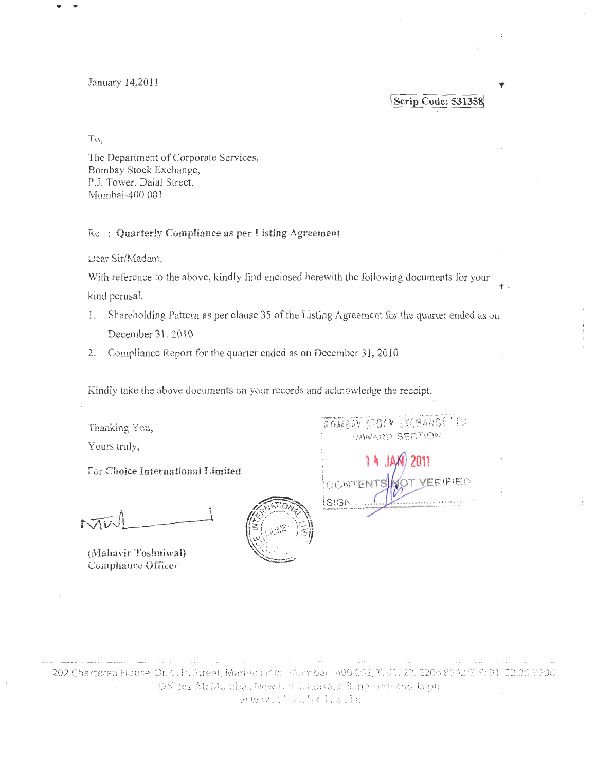January 14,2011

**Scrip Code: 531358**

To,

The Department of Corporate Services,
Bombay Stock Exchange,
P.J. Tower, Dalal Street,
Mumbai-400 001

Re : **Quarterly Compliance as per Listing Agreement**

Dear Sir/Madam,

With reference to the above, kindly find enclosed herewith the following documents for your kind perusal.

1. Shareholding Pattern as per clause 35 of the Listing Agreement for the quarter ended as on December 31, 2010
2. Compliance Report for the quarter ended as on December 31, 2010

Kindly take the above documents on your records and acknowledge the receipt.

Thanking You,

Yours truly,

For **Choice International Limited**

BOMBAY STOCK EXCHANGE LTD
INWARD SECTION
14 JAN 2011
CONTENTS NOT VERIFIED
SIGN

(Mahavir Toshniwal)
Compliance Officer

202 Chartered House, Dr. C. H. Street, Marine Lines, Mumbai - 400 002, T: 91. 22. 2206 8602/3 F: 91. 22.06 2500
Offices At: Mumbai, New Delhi, Kolkata, Bangalore and Jaipur.
www.thechoice.in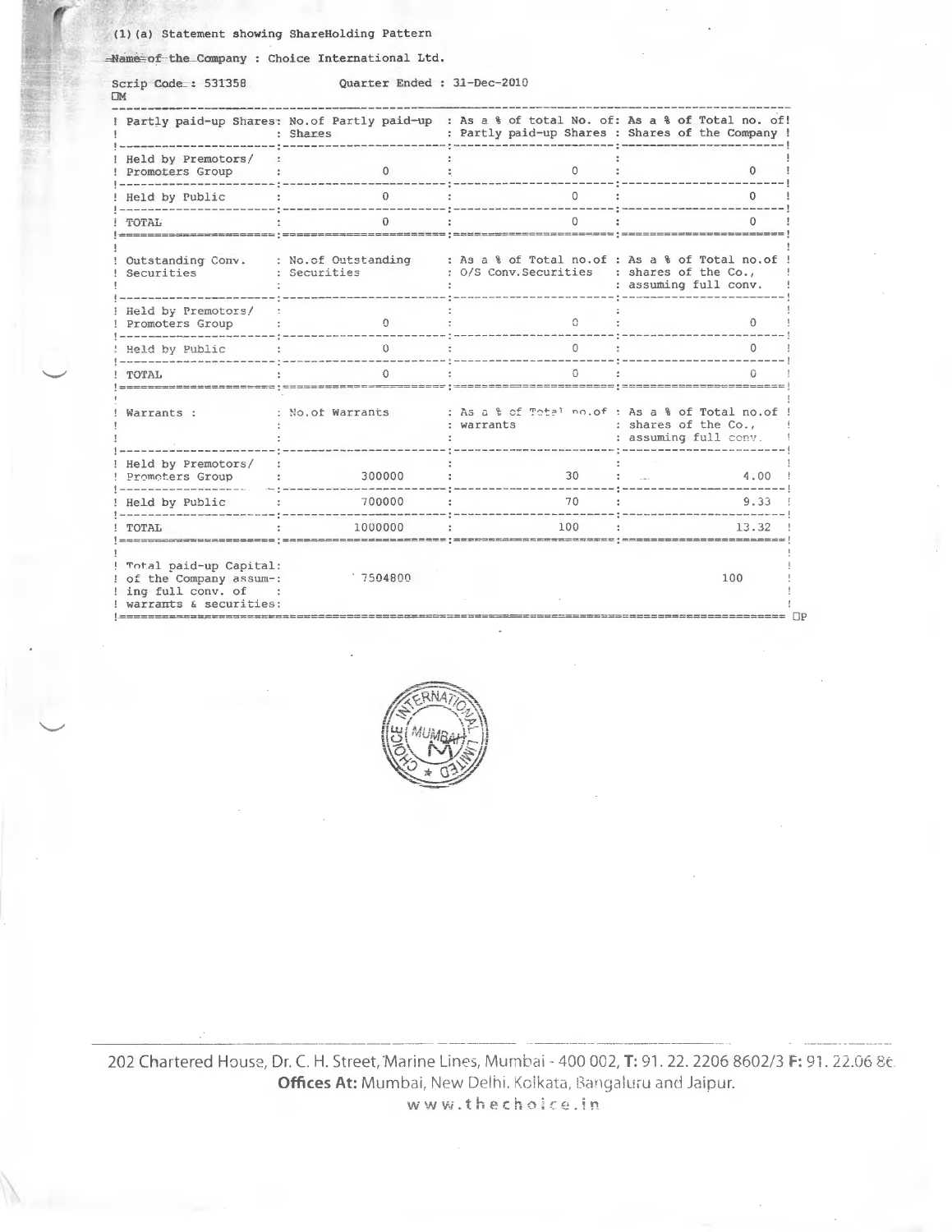(1)(a) Statement showing ShareHolding Pattern

Name of the Company : Choice International Ltd.

Scrip Code : 531358 Quarter Ended : 31-Dec-2010

| Partly paid-up Shares: | No.of Partly paid-up Shares | As a % of total No. of: Partly paid-up Shares | As a % of Total no. of Shares of the Company |
|---|---|---|---|
| Held by Premotors/ Promoters Group | 0 | 0 | 0 |
| Held by Public | 0 | 0 | 0 |
| TOTAL | 0 | 0 | 0 |
| **Outstanding Conv. Securities** | **No.of Outstanding Securities** | **As a % of Total no.of O/S Conv.Securities** | **As a % of Total no.of shares of the Co., assuming full conv.** |
| Held by Premotors/ Promoters Group | 0 | 0 | 0 |
| Held by Public | 0 | 0 | 0 |
| TOTAL | 0 | 0 | 0 |
| **Warrants :** | **No.of Warrants** | **As a % of Total no.of warrants** | **As a % of Total no.of shares of the Co., assuming full conv.** |
| Held by Premotors/ Promoters Group | 300000 | 30 | 4.00 |
| Held by Public | 700000 | 70 | 9.33 |
| TOTAL | 1000000 | 100 | 13.32 |
| Total paid-up Capital: of the Company assuming full conv. of warrants & securities: | 7504800 | | 100 |

202 Chartered House, Dr. C. H. Street, Marine Lines, Mumbai - 400 002, T: 91. 22. 2206 8602/3 F: 91. 22.06 86
Offices At: Mumbai, New Delhi, Kolkata, Bangaluru and Jaipur.
www.thechoice.in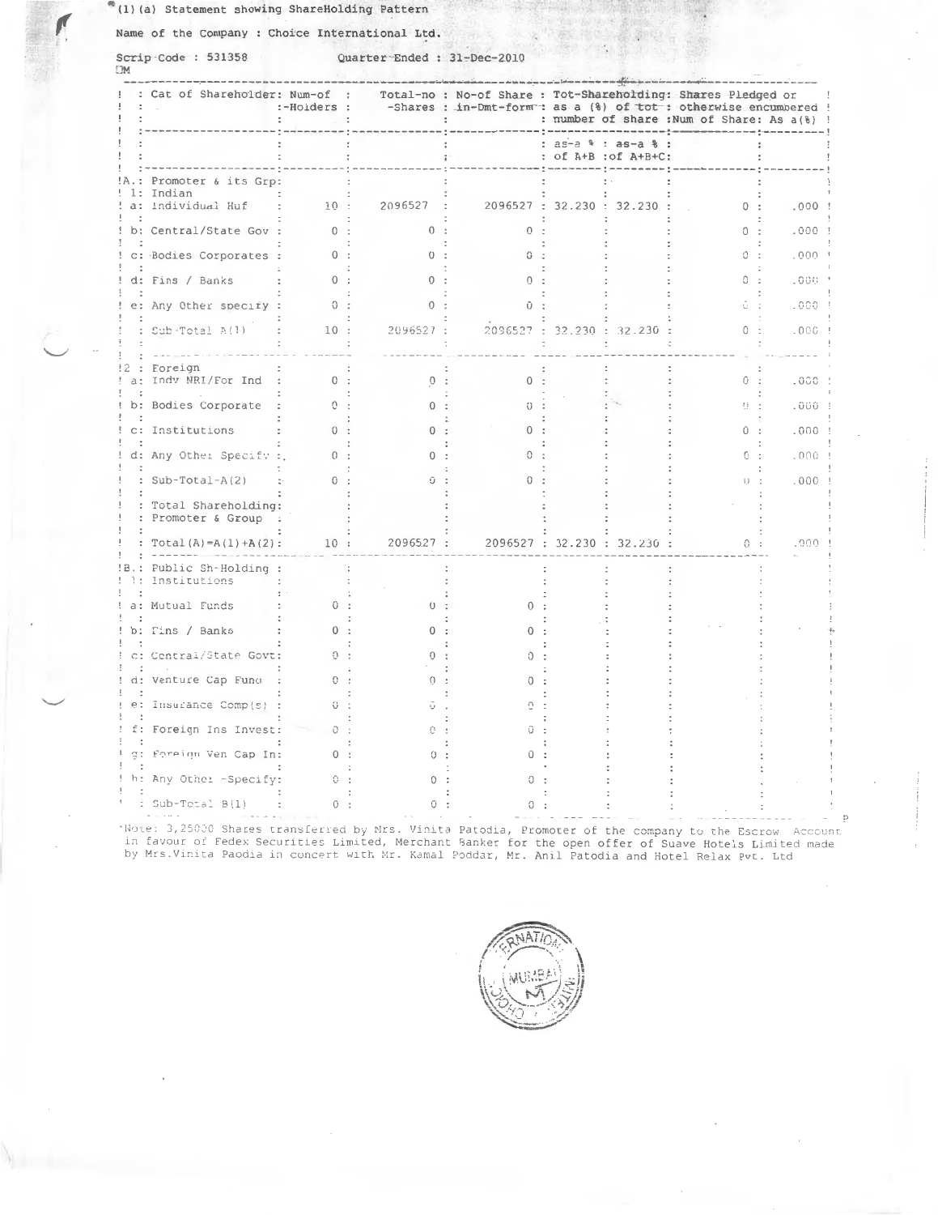(1)(a) Statement showing ShareHolding Pattern

Name of the Company : Choice International Ltd.

Scrip Code : 531358 Quarter Ended : 31-Dec-2010

| Cat of Shareholder | Num-of -Holders | Total-no -Shares | No-of Share in-Dmt-form | Tot-Shareholding: as a (%) of tot number of share | | Shares Pledged or otherwise encumbered | |
|---|---|---|---|---|---|---|---|
| | | | | as-a % of A+B | as-a % of A+B+C | Num of Share | As a(%) |
| A.: Promoter & its Grp: | | | | | | | |
| 1: Indian | | | | | | | |
| a: Individual Huf | 10 | 2096527 | 2096527 | 32.230 | 32.230 | 0 | .000 |
| b: Central/State Gov | 0 | 0 | 0 | | | 0 | .000 |
| c: Bodies Corporates | 0 | 0 | 0 | | | 0 | .000 |
| d: Fins / Banks | 0 | 0 | 0 | | | 0 | .000 |
| e: Any Other specify | 0 | 0 | 0 | | | 0 | .000 |
| Sub-Total A(1) | 10 | 2096527 | 2096527 | 32.230 | 32.230 | 0 | .000 |
| 2 : Foreign | | | | | | | |
| a: Indv NRI/For Ind | 0 | 0 | 0 | | | 0 | .000 |
| b: Bodies Corporate | 0 | 0 | 0 | | | 0 | .000 |
| c: Institutions | 0 | 0 | 0 | | | 0 | .000 |
| d: Any Other Specify | 0 | 0 | 0 | | | 0 | .000 |
| Sub-Total-A(2) | 0 | 0 | 0 | | | 0 | .000 |
| Total Shareholding: Promoter & Group | | | | | | | |
| Total(A)=A(1)+A(2): | 10 | 2096527 | 2096527 | 32.230 | 32.230 | 0 | .000 |
| B.: Public Sh-Holding : | | | | | | | |
| 1: Institutions | | | | | | | |
| a: Mutual Funds | 0 | 0 | 0 | | | | |
| b: Fins / Banks | 0 | 0 | 0 | | | | |
| c: Central/State Govt | 0 | 0 | 0 | | | | |
| d: Venture Cap Fund | 0 | 0 | 0 | | | | |
| e: Insurance Comp(s) | 0 | 0 | 0 | | | | |
| f: Foreign Ins Invest | 0 | 0 | 0 | | | | |
| g: Foreign Ven Cap In | 0 | 0 | 0 | | | | |
| h: Any Other -Specify | 0 | 0 | 0 | | | | |
| Sub-Total B(1) | 0 | 0 | 0 | | | | |

Note: 3,25000 Shares transferred by Mrs. Vinita Patodia, Promoter of the company to the Escrow Account in favour of Fedex Securities Limited, Merchant Banker for the open offer of Suave Hotels Limited made by Mrs.Vinita Paodia in concert with Mr. Kamal Poddar, Mr. Anil Patodia and Hotel Relax Pvt. Ltd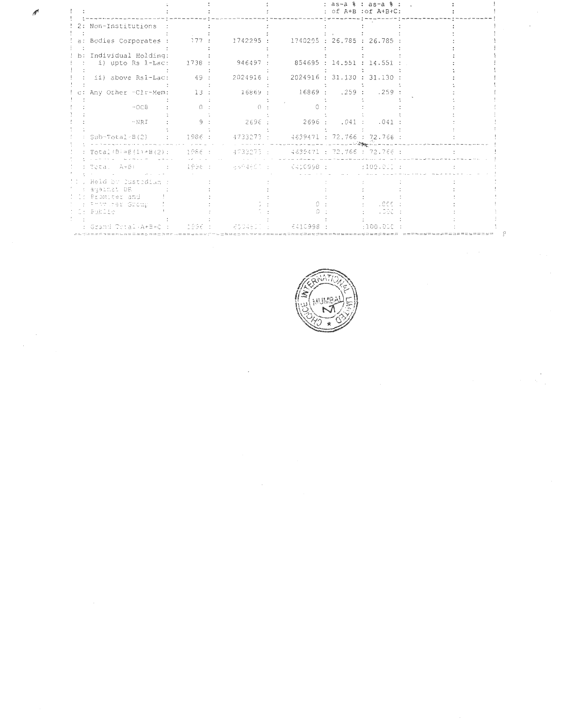| | | | | | as-a % of A+B | as-a % of A+B+C | | |
|---|---|---|---|---|---|---|---|---|
| 2: | Non-Institutions | | | | | | | |
| a: | Bodies Corporates | 177 | 1742295 | 1740295 | 26.785 | 26.785 | | |
| b: | Individual Holding: | | | | | | | |
| | i) upto Rs 1-Lac | 1738 | 946497 | 854695 | 14.551 | 14.551 | | |
| | ii) above Rs1-Lac | 49 | 2024916 | 2024916 | 31.130 | 31.130 | | |
| c: | Any Other -Clr-Mem | 13 | 16869 | 16869 | .259 | .259 | | |
| | -OCB | 0 | 0 | 0 | | | | |
| | -NRI | 9 | 2696 | 2696 | .041 | .041 | | |
| | Sub-Total-B(2) | 1986 | 4733273 | 4639471 | 72.766 | 72.766 | | |
| | Total(B)=B(1)+B(2) | 1986 | 4733273 | 4639471 | 72.766 | 72.766 | | |
| | Total (A+B) | 1996 | 6504801 | 6410998 | | 100.000 | | |
| C | Held by Custodian against DR | | | | | | | |
| 1: | Promoter and Promoter Group | | 0 | 0 | | .000 | | |
| 2: | Public | | 0 | 0 | | .000 | | |
| | Grand Total(A+B+C) | 1996 | 6504801 | 6410998 | | 100.000 | | |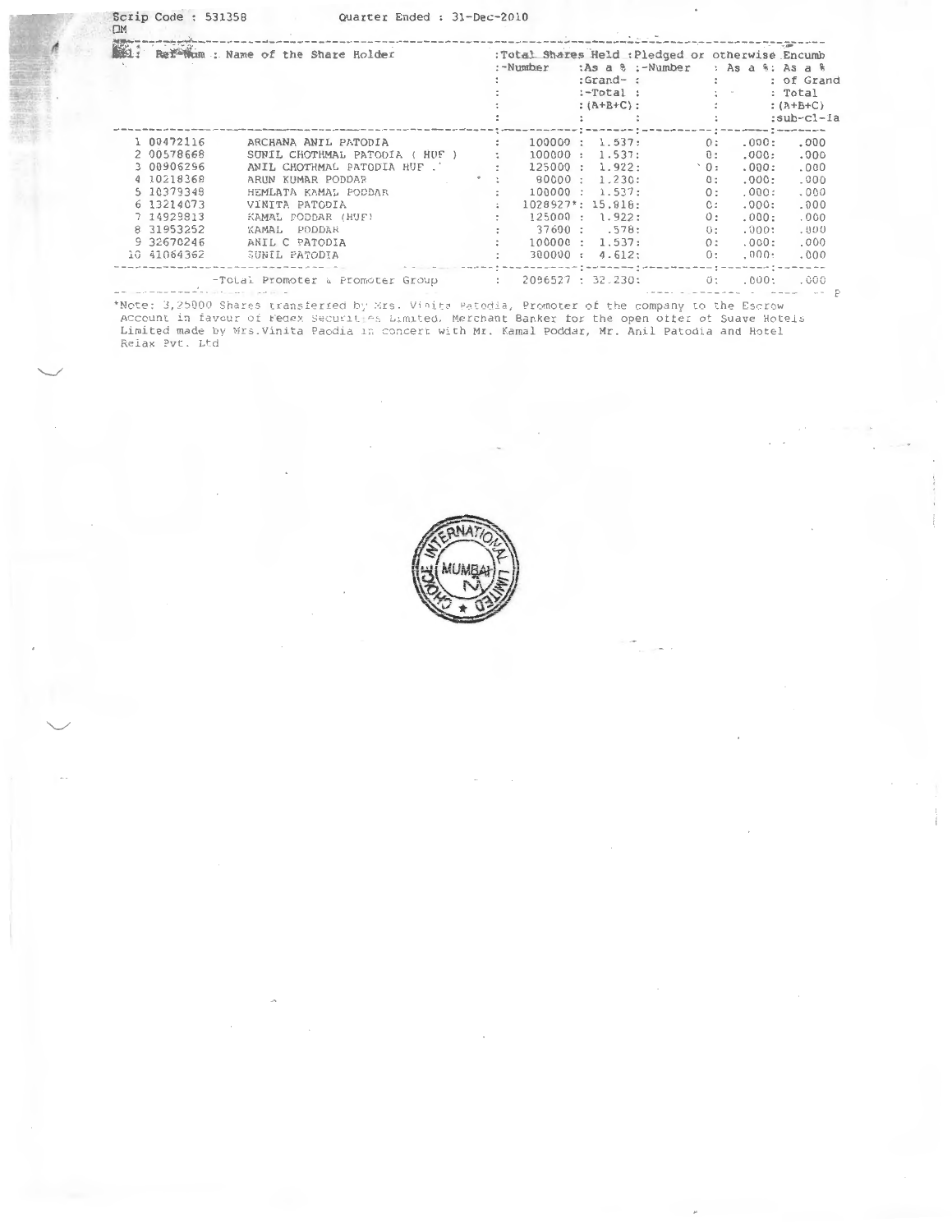Scrip Code : 531358 Quarter Ended : 31-Dec-2010

| Sl. | Ref-Num | Name of the Share Holder | Total Shares Held -Number | Total Shares Held As a % Grand-Total (A+B+C) | Pledged or otherwise Encumb -Number | As a % | As a % of Grand Total (A+B+C) sub-cl-Ia |
|---|---|---|---|---|---|---|---|
| 1 | 00472116 | ARCHANA ANIL PATODIA | 100000 | 1.537 | 0 | .000 | .000 |
| 2 | 00578668 | SUNIL CHOTHMAL PATODIA ( HUF ) | 100000 | 1.537 | 0 | .000 | .000 |
| 3 | 00906296 | ANIL CHOTHMAL PATODIA HUF . | 125000 | 1.922 | 0 | .000 | .000 |
| 4 | 10218368 | ARUN KUMAR PODDAR | 80000 | 1.230 | 0 | .000 | .000 |
| 5 | 10379349 | HEMLATA KAMAL PODDAR | 100000 | 1.537 | 0 | .000 | .000 |
| 6 | 13214073 | VINITA PATODIA | 1028927* | 15.818 | 0 | .000 | .000 |
| 7 | 14929813 | KAMAL PODDAR (HUF) | 125000 | 1.922 | 0 | .000 | .000 |
| 8 | 31953252 | KAMAL PODDAR | 37600 | .578 | 0 | .000 | .000 |
| 9 | 32670246 | ANIL C PATODIA | 100000 | 1.537 | 0 | .000 | .000 |
| 10 | 41064362 | SUNIL PATODIA | 300000 | 4.612 | 0 | .000 | .000 |
| | | -Total Promoter & Promoter Group | 2096527 | 32.230 | 0 | .000 | .000 |

*Note: 3,25000 Shares transferred by Mrs. Vinita Patodia, Promoter of the company to the Escrow Account in favour of Fedex Securities Limited, Merchant Banker for the open offer of Suave Hotels Limited made by Mrs.Vinita Paodia in concert with Mr. Kamal Poddar, Mr. Anil Patodia and Hotel Relax Pvt. Ltd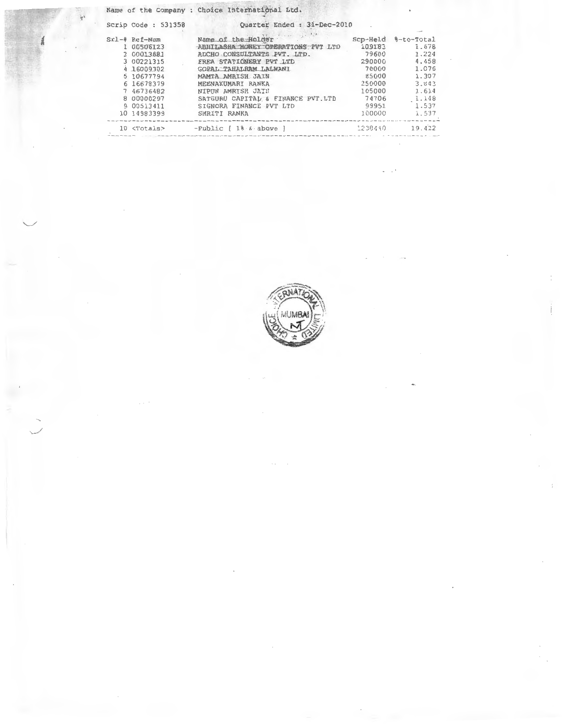Name of the Company : Choice International Ltd.

Scrip Code : 531358 Quarter Ended : 31-Dec-2010

| Srl-# | Ref-Num | Name of the Holder | Scp-Held | %-to-Total |
|---|---|---|---|---|
| 1 | 00506123 | ABHILASHA MONEY OPERATIONS PVT LTD | 109183 | 1.678 |
| 2 | 00013881 | ADCHO CONSULTANTS PVT. LTD. | 79600 | 1.224 |
| 3 | 00221315 | FREA STATIONERY PVT LTD | 290000 | 4.458 |
| 4 | 16009302 | GOPAL TAHALRAM LALWANI | 70000 | 1.076 |
| 5 | 10677794 | MAMTA AMRISH JAIN | 85000 | 1.307 |
| 6 | 16678379 | MEENAKUMARI RANKA | 250000 | 3.843 |
| 7 | 46736482 | NIPUN AMRISH JAIN | 105000 | 1.614 |
| 8 | 00000297 | SATGURU CAPITAL & FINANCE PVT.LTD | 74706 | 1.148 |
| 9 | 00513411 | SIGNORA FINANCE PVT LTD | 99951 | 1.537 |
| 10 | 14983399 | SMRITI RANKA | 100000 | 1.537 |
| 10 | <Totals> | -Public [ 1% & above ] | 1238440 | 19.422 |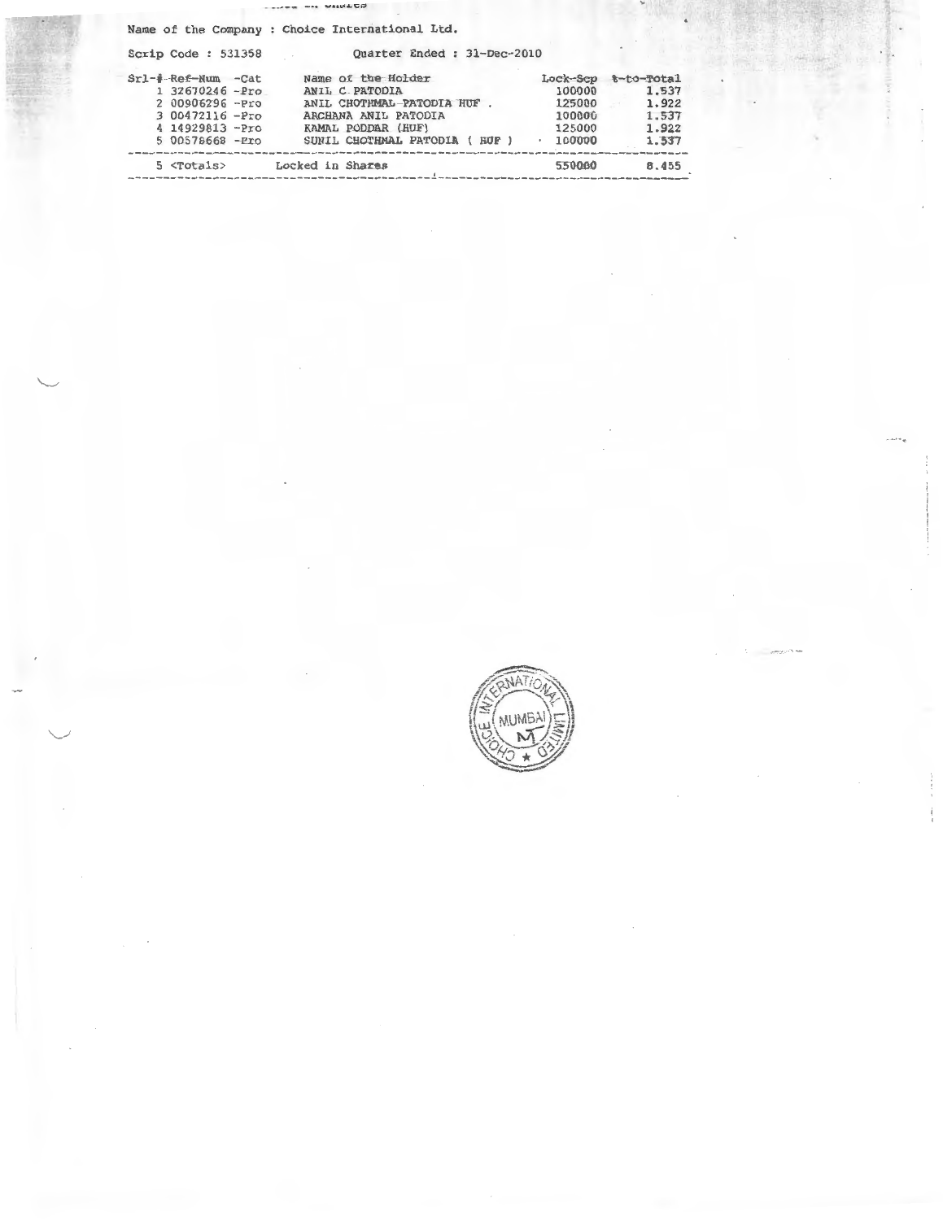Name of the Company : Choice International Ltd.

Scrip Code : 531358 Quarter Ended : 31-Dec-2010

| Srl-# | Ref-Num | -Cat | Name of the Holder | Lock-Scp | %-to-Total |
|---|---|---|---|---|---|
| 1 | 32670246 | -Pro | ANIL C PATODIA | 100000 | 1.537 |
| 2 | 00906296 | -Pro | ANIL CHOTHMAL PATODIA HUF . | 125000 | 1.922 |
| 3 | 00472116 | -Pro | ARCHANA ANIL PATODIA | 100000 | 1.537 |
| 4 | 14929813 | -Pro | KAMAL PODDAR (HUF) | 125000 | 1.922 |
| 5 | 00578668 | -Pro | SUNIL CHOTHMAL PATODIA ( HUF ) | 100000 | 1.537 |
| 5 | <Totals> | | Locked in Shares | 550000 | 8.455 |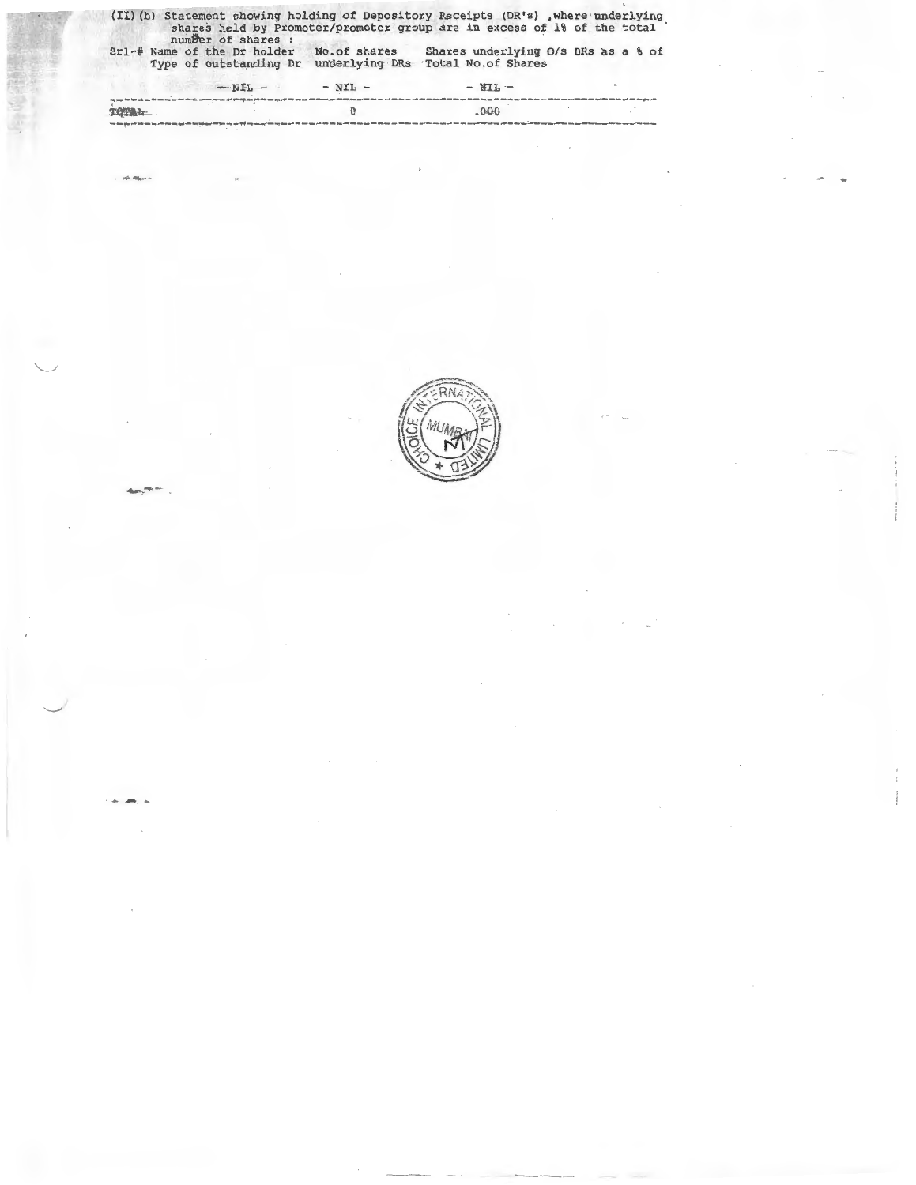(II)(b) Statement showing holding of Depository Receipts (DR's) ,where underlying shares held by Promoter/promoter group are in excess of 1% of the total number of shares :

| Srl-# | Name of the Dr holder | Type of outstanding Dr | No.of shares underlying DRs | Shares underlying O/s DRs as a % of Total No.of Shares |
|---|---|---|---|---|
| | - NIL - | | - NIL - | - NIL - |
| TOTAL | | | 0 | .000 |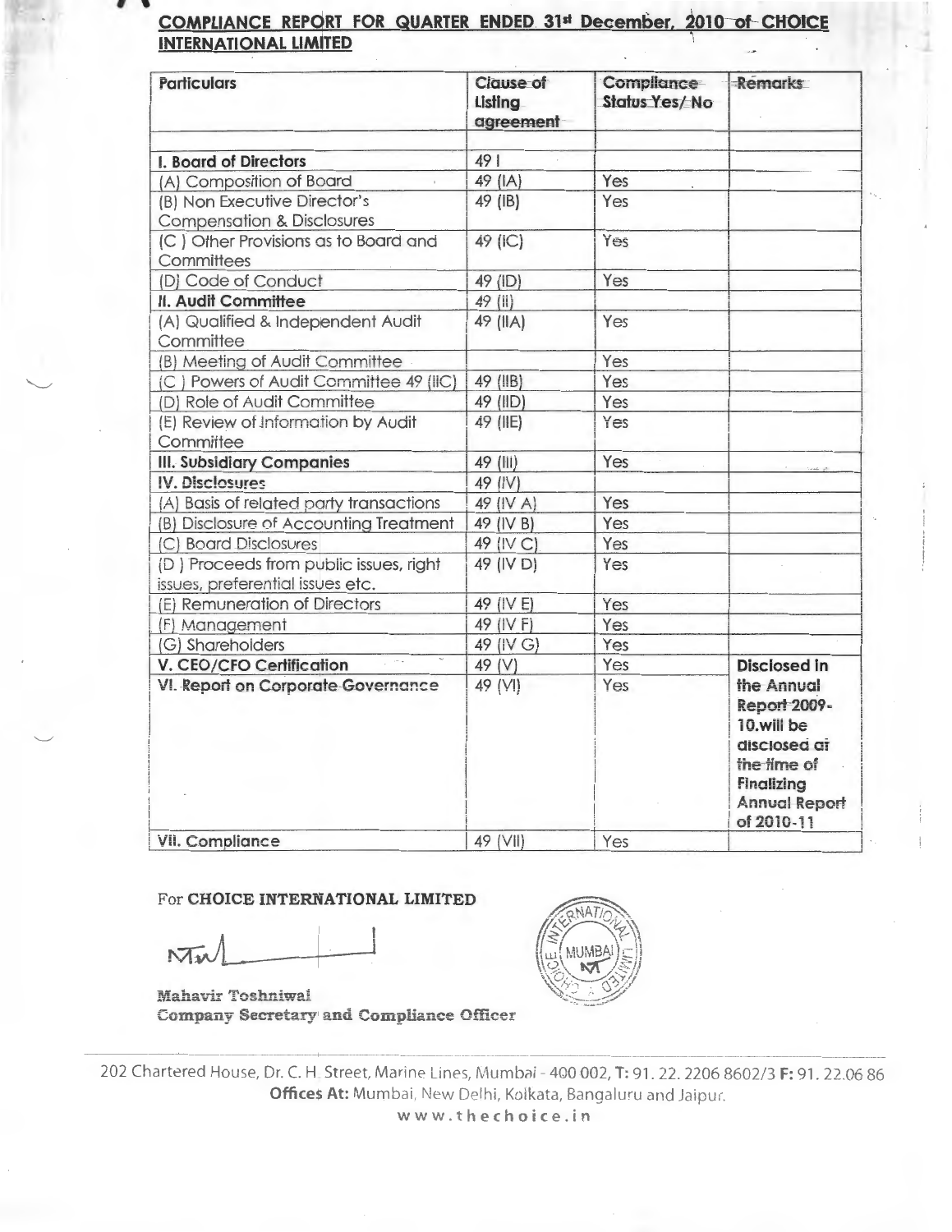## COMPLIANCE REPORT FOR QUARTER ENDED 31st December, 2010 of CHOICE INTERNATIONAL LIMITED

| Particulars | Clause of Listing agreement | Compliance Status Yes/ No | Remarks |
|---|---|---|---|
| | | | |
| **I. Board of Directors** | 49 I | | |
| (A) Composition of Board | 49 (IA) | Yes | |
| (B) Non Executive Director's Compensation & Disclosures | 49 (IB) | Yes | |
| (C ) Other Provisions as to Board and Committees | 49 (IC) | Yes | |
| (D) Code of Conduct | 49 (ID) | Yes | |
| **II. Audit Committee** | 49 (II) | | |
| (A) Qualified & Independent Audit Committee | 49 (IIA) | Yes | |
| (B) Meeting of Audit Committee | | Yes | |
| (C ) Powers of Audit Committee 49 (IIC) | 49 (IIB) | Yes | |
| (D) Role of Audit Committee | 49 (IID) | Yes | |
| (E) Review of Information by Audit Committee | 49 (IIE) | Yes | |
| **III. Subsidiary Companies** | 49 (III) | Yes | |
| **IV. Disclosures** | 49 (IV) | | |
| (A) Basis of related party transactions | 49 (IV A) | Yes | |
| (B) Disclosure of Accounting Treatment | 49 (IV B) | Yes | |
| (C) Board Disclosures | 49 (IV C) | Yes | |
| (D ) Proceeds from public issues, right issues, preferential issues etc. | 49 (IV D) | Yes | |
| (E) Remuneration of Directors | 49 (IV E) | Yes | |
| (F) Management | 49 (IV F) | Yes | |
| (G) Shareholders | 49 (IV G) | Yes | |
| **V. CEO/CFO Certification** | 49 (V) | Yes | **Disclosed in the Annual Report 2009-10.will be disclosed at the time of Finalizing Annual Report of 2010-11** |
| **VI. Report on Corporate Governance** | 49 (VI) | Yes | |
| **VII. Compliance** | 49 (VII) | Yes | |

For **CHOICE INTERNATIONAL LIMITED**

**Mahavir Toshniwal**
**Company Secretary and Compliance Officer**

202 Chartered House, Dr. C. H. Street, Marine Lines, Mumbai - 400 002, **T:** 91. 22. 2206 8602/3 **F:** 91. 22.06 86
**Offices At:** Mumbai, New Delhi, Kolkata, Bangaluru and Jaipur.
www.thechoice.in